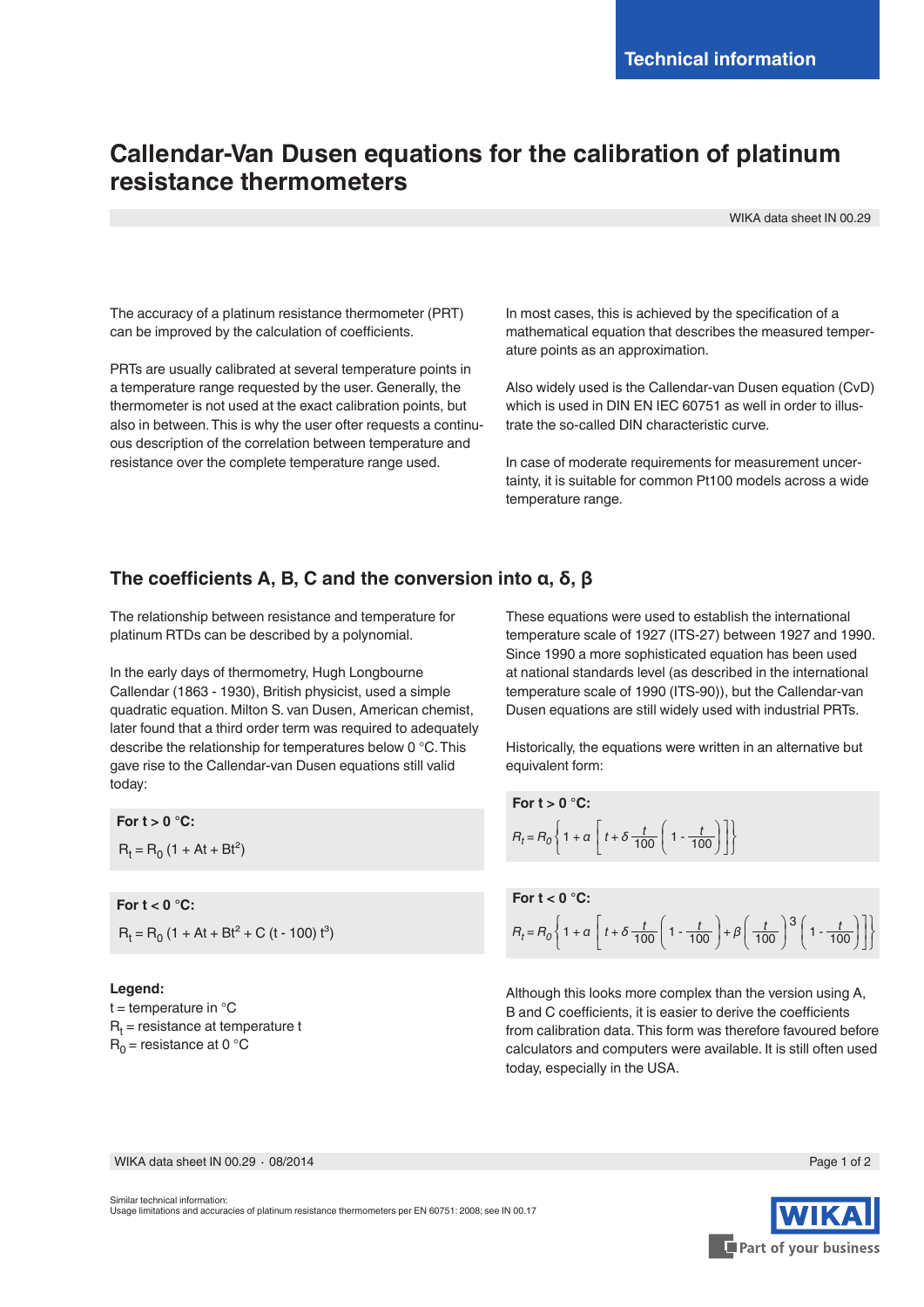Technical information

# Callendar-Van Dusen equations for the calibration of platinum resistance thermometers

WIKA data sheet IN 00.29

The accuracy of a platinum resistance thermometer (PRT) can be improved by the calculation of coefficients.

PRTs are usually calibrated at several temperature points in a temperature range requested by the user. Generally, the thermometer is not used at the exact calibration points, but also in between. This is why the user ofter requests a continuous description of the correlation between temperature and resistance over the complete temperature range used.

In most cases, this is achieved by the specification of a mathematical equation that describes the measured temperature points as an approximation.

Also widely used is the Callendar-van Dusen equation (CvD) which is used in DIN EN IEC 60751 as well in order to illustrate the so-called DIN characteristic curve.

In case of moderate requirements for measurement uncertainty, it is suitable for common Pt100 models across a wide temperature range.

## The coefficients A, B, C and the conversion into α, δ, β

The relationship between resistance and temperature for platinum RTDs can be described by a polynomial.

In the early days of thermometry, Hugh Longbourne Callendar (1863 - 1930), British physicist, used a simple quadratic equation. Milton S. van Dusen, American chemist, later found that a third order term was required to adequately describe the relationship for temperatures below 0 °C. This gave rise to the Callendar-van Dusen equations still valid today:

**For t > 0 °C:**

$$R_t = R_0\,(1 + At + Bt^2)$$

**For t < 0 °C:**

$$R_t = R_0\,(1 + At + Bt^2 + C\,(t - 100)\,t^3)$$

**Legend:**
t = temperature in °C
$R_t$ = resistance at temperature t
$R_0$ = resistance at 0 °C

These equations were used to establish the international temperature scale of 1927 (ITS-27) between 1927 and 1990. Since 1990 a more sophisticated equation has been used at national standards level (as described in the international temperature scale of 1990 (ITS-90)), but the Callendar-van Dusen equations are still widely used with industrial PRTs.

Historically, the equations were written in an alternative but equivalent form:

**For t > 0 °C:**

$$R_t = R_0\left\{1 + \alpha\left[t + \delta\,\frac{t}{100}\left(1 - \frac{t}{100}\right)\right]\right\}$$

**For t < 0 °C:**

$$R_t = R_0\left\{1 + \alpha\left[t + \delta\,\frac{t}{100}\left(1 - \frac{t}{100}\right) + \beta\left(\frac{t}{100}\right)^3\left(1 - \frac{t}{100}\right)\right]\right\}$$

Although this looks more complex than the version using A, B and C coefficients, it is easier to derive the coefficients from calibration data. This form was therefore favoured before calculators and computers were available. It is still often used today, especially in the USA.

Similar technical information:
Usage limitations and accuracies of platinum resistance thermometers per EN 60751: 2008; see IN 00.17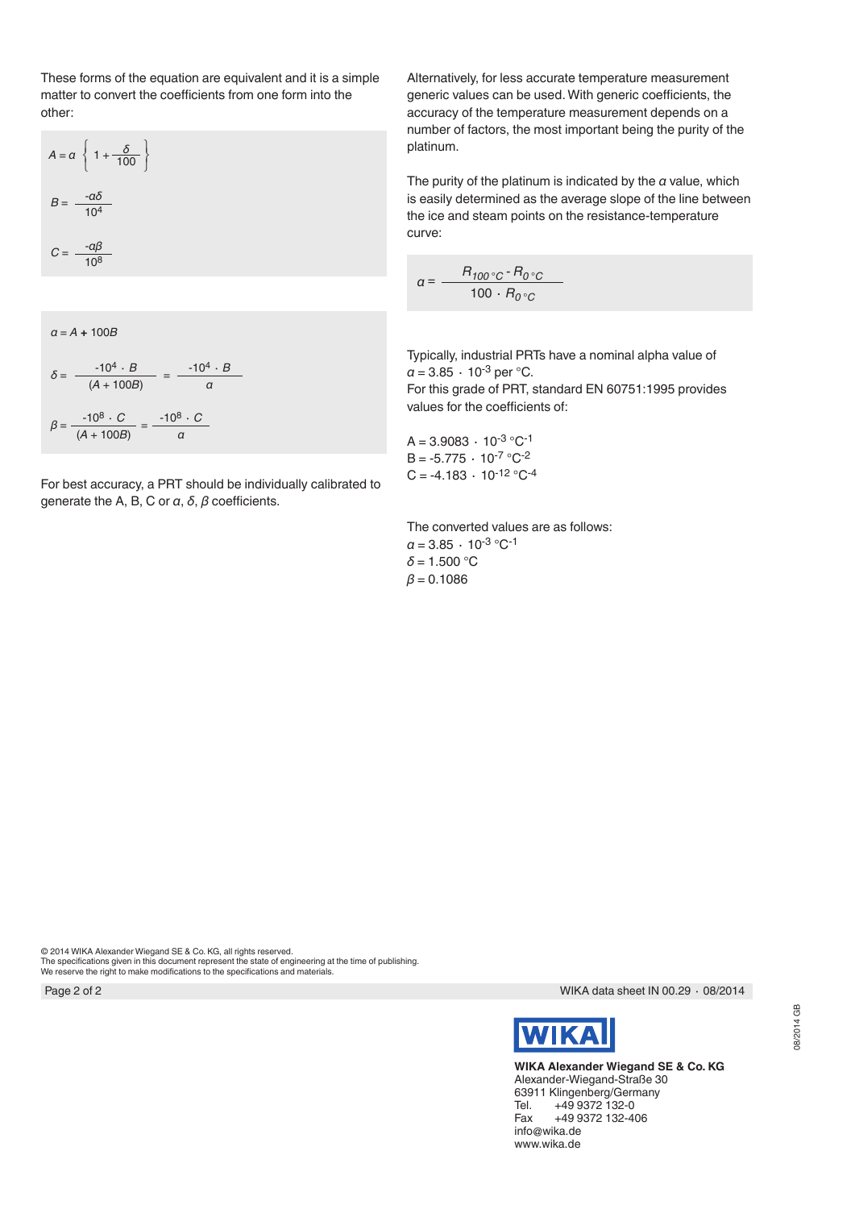These forms of the equation are equivalent and it is a simple matter to convert the coefficients from one form into the other:

$$A = \alpha \left\{ 1 + \frac{\delta}{100} \right\}$$

$$B = \frac{-\alpha\delta}{10^4}$$

$$C = \frac{-\alpha\beta}{10^8}$$

$$\alpha = A + 100B$$

$$\delta = \frac{-10^4 \cdot B}{(A + 100B)} = \frac{-10^4 \cdot B}{\alpha}$$

$$\beta = \frac{-10^8 \cdot C}{(A + 100B)} = \frac{-10^8 \cdot C}{\alpha}$$

For best accuracy, a PRT should be individually calibrated to generate the A, B, C or $\alpha$, $\delta$, $\beta$ coefficients.

Alternatively, for less accurate temperature measurement generic values can be used. With generic coefficients, the accuracy of the temperature measurement depends on a number of factors, the most important being the purity of the platinum.

The purity of the platinum is indicated by the $\alpha$ value, which is easily determined as the average slope of the line between the ice and steam points on the resistance-temperature curve:

$$\alpha = \frac{R_{100\,°C} - R_{0\,°C}}{100 \cdot R_{0\,°C}}$$

Typically, industrial PRTs have a nominal alpha value of $\alpha = 3.85 \cdot 10^{-3}$ per °C.
For this grade of PRT, standard EN 60751:1995 provides values for the coefficients of:

$A = 3.9083 \cdot 10^{-3}\ °C^{-1}$
$B = -5.775 \cdot 10^{-7}\ °C^{-2}$
$C = -4.183 \cdot 10^{-12}\ °C^{-4}$

The converted values are as follows:
$\alpha = 3.85 \cdot 10^{-3}\ °C^{-1}$
$\delta = 1.500\ °C$
$\beta = 0.1086$

© 2014 WIKA Alexander Wiegand SE & Co. KG, all rights reserved.
The specifications given in this document represent the state of engineering at the time of publishing.
We reserve the right to make modifications to the specifications and materials.

**WIKA Alexander Wiegand SE & Co. KG**
Alexander-Wiegand-Straße 30
63911 Klingenberg/Germany
Tel. +49 9372 132-0
Fax +49 9372 132-406
info@wika.de
www.wika.de